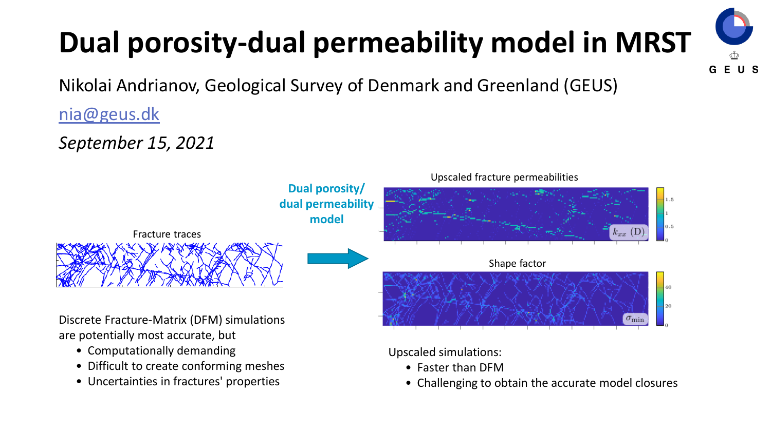# Dual porosity-dual permeability model in MRST

Nikolai Andrianov, Geological Survey of Denmark and Greenland (GEUS)

nia@geus.dk

*September 15, 2021*

Fracture traces

**Dual porosity/ dual permeability model**

Upscaled fracture permeabilities

Shape factor

Discrete Fracture-Matrix (DFM) simulations are potentially most accurate, but

- Computationally demanding
- Difficult to create conforming meshes
- Uncertainties in fractures' properties

Upscaled simulations:

- Faster than DFM
- Challenging to obtain the accurate model closures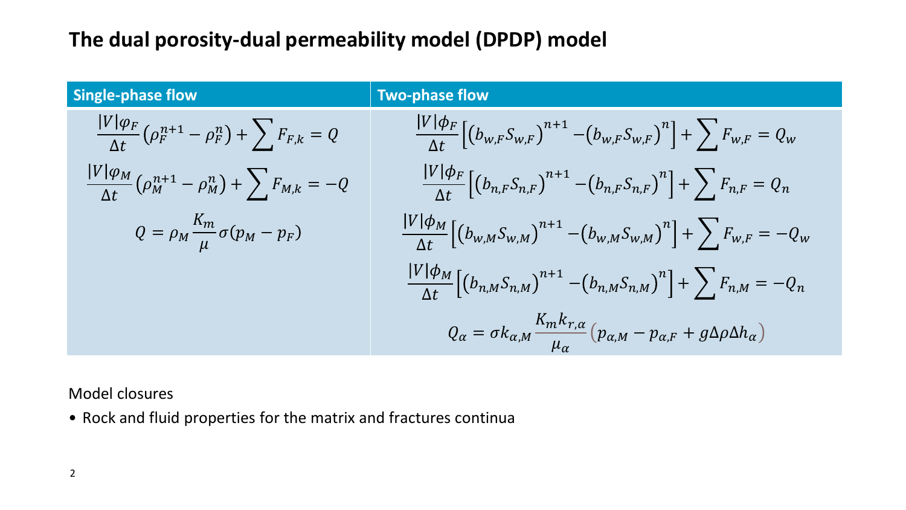# The dual porosity-dual permeability model (DPDP) model

| Single-phase flow | Two-phase flow |
|---|---|
| $\frac{\lvert V\rvert\varphi_F}{\Delta t}\left(\rho_F^{n+1}-\rho_F^{n}\right)+\sum F_{F,k}=Q$ | $\frac{\lvert V\rvert\phi_F}{\Delta t}\left[\left(b_{w,F}S_{w,F}\right)^{n+1}-\left(b_{w,F}S_{w,F}\right)^{n}\right]+\sum F_{w,F}=Q_w$ |
| $\frac{\lvert V\rvert\varphi_M}{\Delta t}\left(\rho_M^{n+1}-\rho_M^{n}\right)+\sum F_{M,k}=-Q$ | $\frac{\lvert V\rvert\phi_F}{\Delta t}\left[\left(b_{n,F}S_{n,F}\right)^{n+1}-\left(b_{n,F}S_{n,F}\right)^{n}\right]+\sum F_{n,F}=Q_n$ |
| $Q=\rho_M\frac{K_m}{\mu}\sigma(p_M-p_F)$ | $\frac{\lvert V\rvert\phi_M}{\Delta t}\left[\left(b_{w,M}S_{w,M}\right)^{n+1}-\left(b_{w,M}S_{w,M}\right)^{n}\right]+\sum F_{w,F}=-Q_w$ |
| | $\frac{\lvert V\rvert\phi_M}{\Delta t}\left[\left(b_{n,M}S_{n,M}\right)^{n+1}-\left(b_{n,M}S_{n,M}\right)^{n}\right]+\sum F_{n,M}=-Q_n$ |
| | $Q_\alpha=\sigma k_{\alpha,M}\frac{K_m k_{r,\alpha}}{\mu_\alpha}\left(p_{\alpha,M}-p_{\alpha,F}+g\Delta\rho\Delta h_\alpha\right)$ |

Model closures

- Rock and fluid properties for the matrix and fractures continua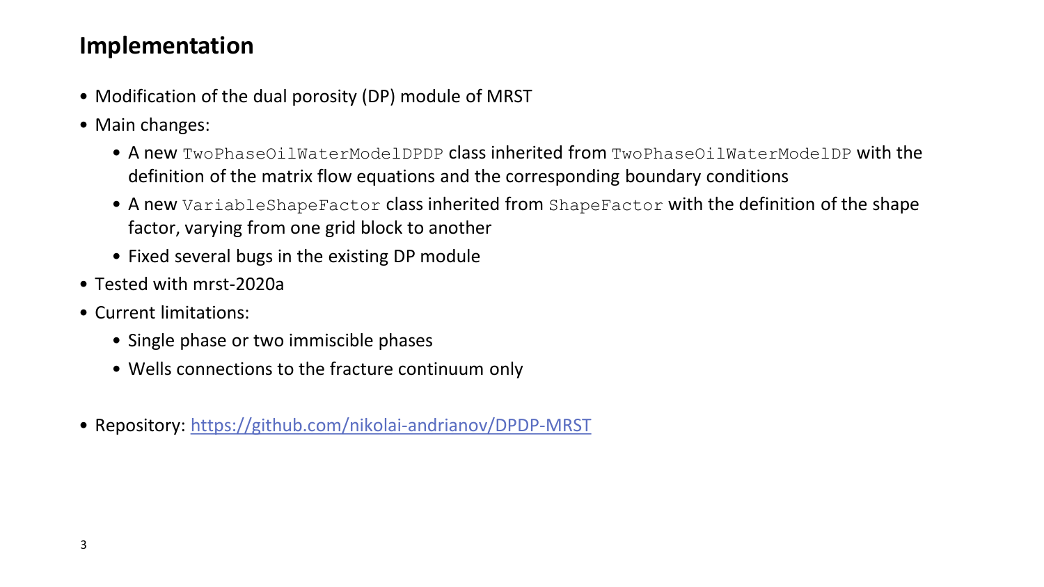# Implementation

- Modification of the dual porosity (DP) module of MRST
- Main changes:
  - A new `TwoPhaseOilWaterModelDPDP` class inherited from `TwoPhaseOilWaterModelDP` with the definition of the matrix flow equations and the corresponding boundary conditions
  - A new `VariableShapeFactor` class inherited from `ShapeFactor` with the definition of the shape factor, varying from one grid block to another
  - Fixed several bugs in the existing DP module
- Tested with mrst-2020a
- Current limitations:
  - Single phase or two immiscible phases
  - Wells connections to the fracture continuum only

- Repository: [https://github.com/nikolai-andrianov/DPDP-MRST](https://github.com/nikolai-andrianov/DPDP-MRST)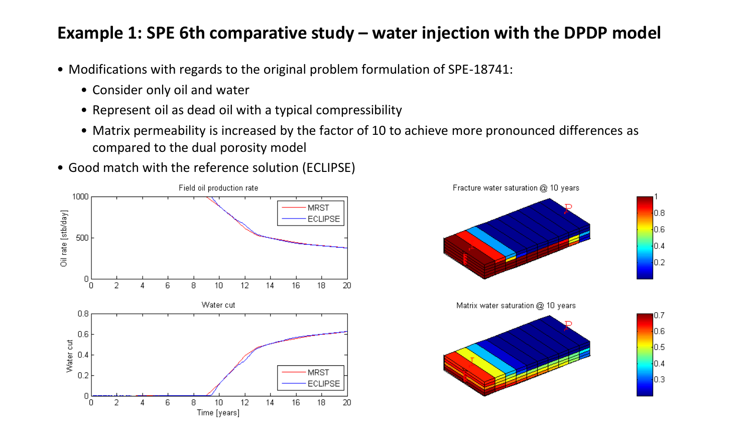# Example 1: SPE 6th comparative study – water injection with the DPDP model

- Modifications with regards to the original problem formulation of SPE-18741:
  - Consider only oil and water
  - Represent oil as dead oil with a typical compressibility
  - Matrix permeability is increased by the factor of 10 to achieve more pronounced differences as compared to the dual porosity model
- Good match with the reference solution (ECLIPSE)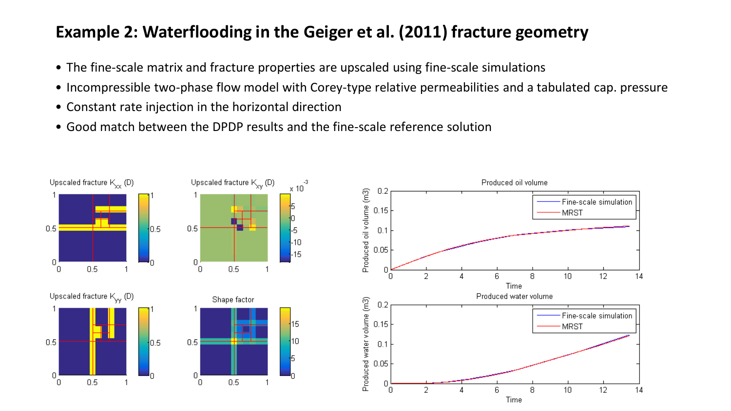# Example 2: Waterflooding in the Geiger et al. (2011) fracture geometry

- The fine-scale matrix and fracture properties are upscaled using fine-scale simulations
- Incompressible two-phase flow model with Corey-type relative permeabilities and a tabulated cap. pressure
- Constant rate injection in the horizontal direction
- Good match between the DPDP results and the fine-scale reference solution

Upscaled fracture $K_{xx}$ (D)

Upscaled fracture $K_{xy}$ (D)

x $10^{-3}$

Upscaled fracture $K_{yy}$ (D)

Shape factor

Produced oil volume

Produced oil volume (m3)

Time

Fine-scale simulation

MRST

Produced water volume

Produced water volume (m3)

Time

Fine-scale simulation

MRST